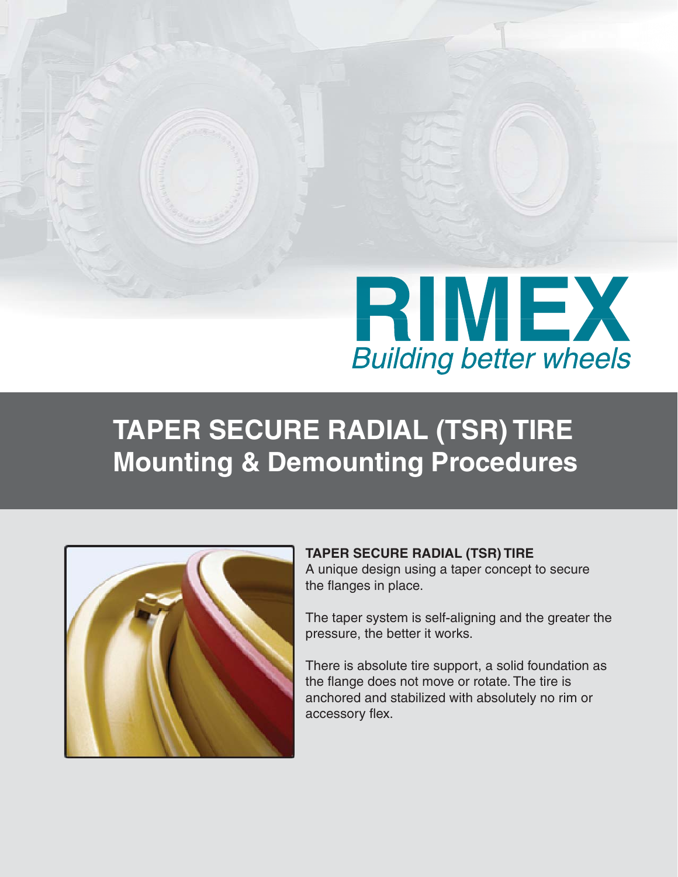RIMEX

*Building better wheels*

# TAPER SECURE RADIAL (TSR) TIRE Mounting & Demounting Procedures

**TAPER SECURE RADIAL (TSR) TIRE**

A unique design using a taper concept to secure the flanges in place.

The taper system is self-aligning and the greater the pressure, the better it works.

There is absolute tire support, a solid foundation as the flange does not move or rotate. The tire is anchored and stabilized with absolutely no rim or accessory flex.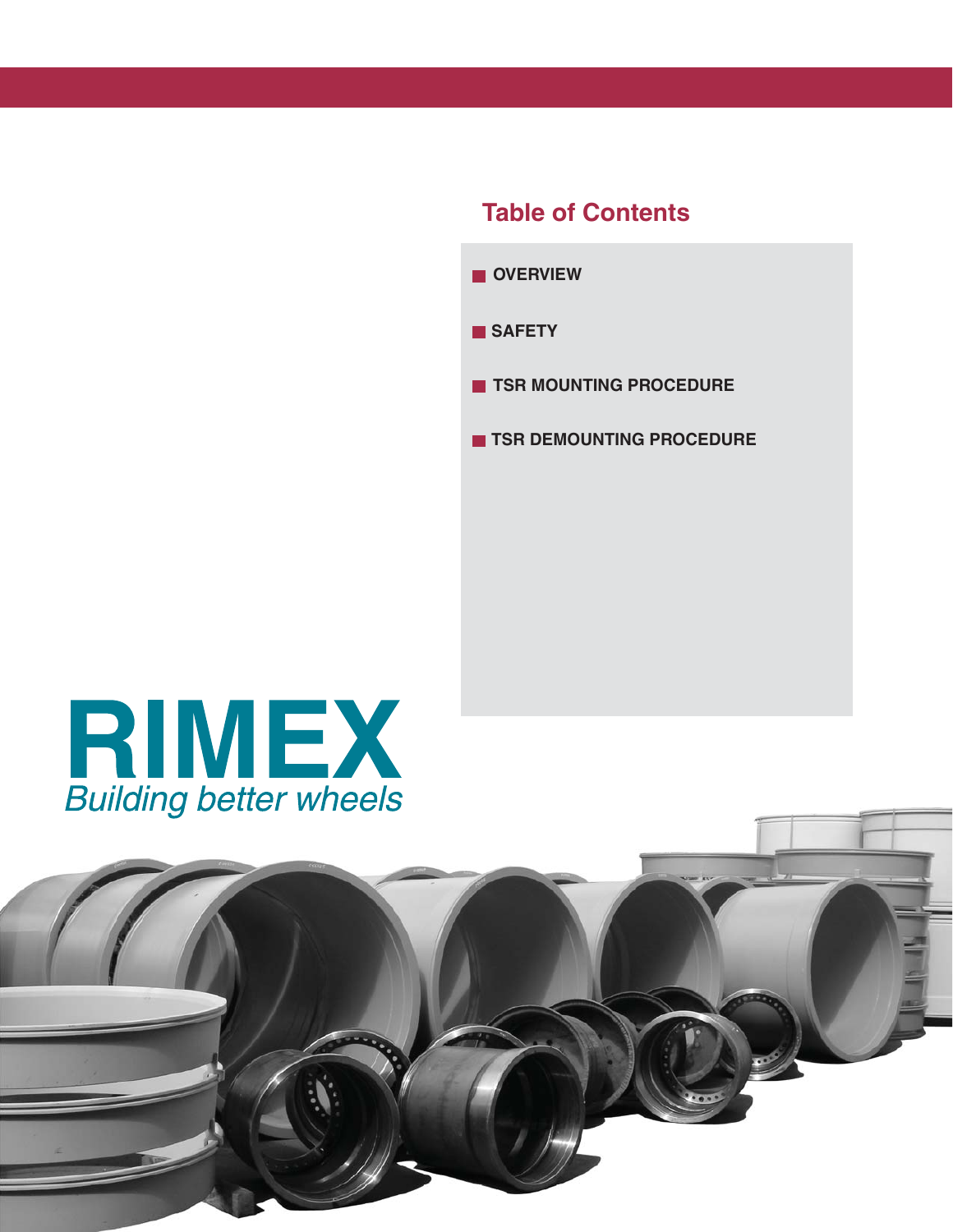## Table of Contents

- **OVERVIEW**
- **SAFETY**
- **TSR MOUNTING PROCEDURE**
- **TSR DEMOUNTING PROCEDURE**

**RIMEX**

*Building better wheels*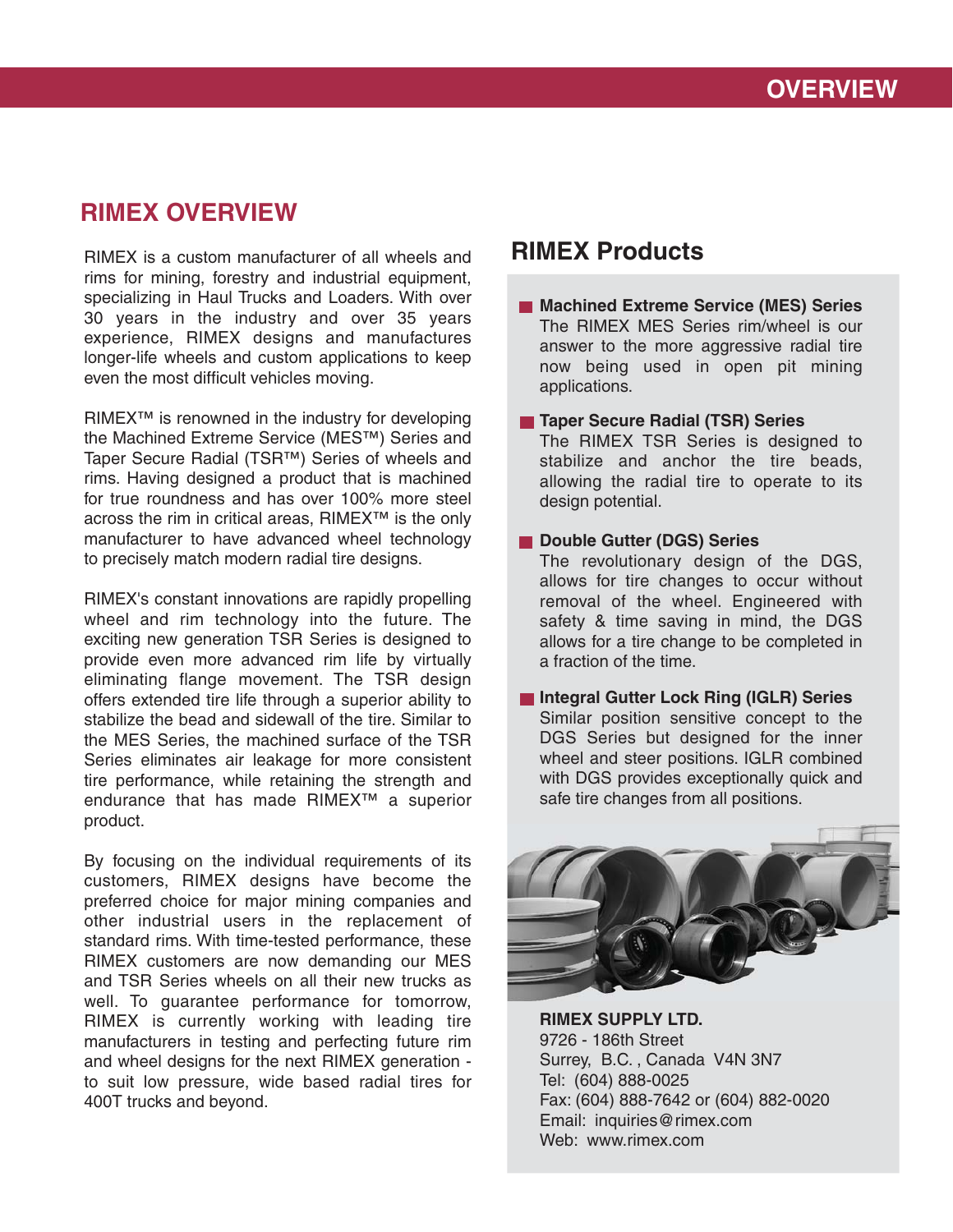# RIMEX OVERVIEW

RIMEX is a custom manufacturer of all wheels and rims for mining, forestry and industrial equipment, specializing in Haul Trucks and Loaders. With over 30 years in the industry and over 35 years experience, RIMEX designs and manufactures longer-life wheels and custom applications to keep even the most difficult vehicles moving.

RIMEX™ is renowned in the industry for developing the Machined Extreme Service (MES™) Series and Taper Secure Radial (TSR™) Series of wheels and rims. Having designed a product that is machined for true roundness and has over 100% more steel across the rim in critical areas, RIMEX™ is the only manufacturer to have advanced wheel technology to precisely match modern radial tire designs.

RIMEX's constant innovations are rapidly propelling wheel and rim technology into the future. The exciting new generation TSR Series is designed to provide even more advanced rim life by virtually eliminating flange movement. The TSR design offers extended tire life through a superior ability to stabilize the bead and sidewall of the tire. Similar to the MES Series, the machined surface of the TSR Series eliminates air leakage for more consistent tire performance, while retaining the strength and endurance that has made RIMEX™ a superior product.

By focusing on the individual requirements of its customers, RIMEX designs have become the preferred choice for major mining companies and other industrial users in the replacement of standard rims. With time-tested performance, these RIMEX customers are now demanding our MES and TSR Series wheels on all their new trucks as well. To guarantee performance for tomorrow, RIMEX is currently working with leading tire manufacturers in testing and perfecting future rim and wheel designs for the next RIMEX generation - to suit low pressure, wide based radial tires for 400T trucks and beyond.

## RIMEX Products

- **Machined Extreme Service (MES) Series**
  The RIMEX MES Series rim/wheel is our answer to the more aggressive radial tire now being used in open pit mining applications.

- **Taper Secure Radial (TSR) Series**
  The RIMEX TSR Series is designed to stabilize and anchor the tire beads, allowing the radial tire to operate to its design potential.

- **Double Gutter (DGS) Series**
  The revolutionary design of the DGS, allows for tire changes to occur without removal of the wheel. Engineered with safety & time saving in mind, the DGS allows for a tire change to be completed in a fraction of the time.

- **Integral Gutter Lock Ring (IGLR) Series**
  Similar position sensitive concept to the DGS Series but designed for the inner wheel and steer positions. IGLR combined with DGS provides exceptionally quick and safe tire changes from all positions.

**RIMEX SUPPLY LTD.**
9726 - 186th Street
Surrey, B.C. , Canada V4N 3N7
Tel: (604) 888-0025
Fax: (604) 888-7642 or (604) 882-0020
Email: inquiries@rimex.com
Web: www.rimex.com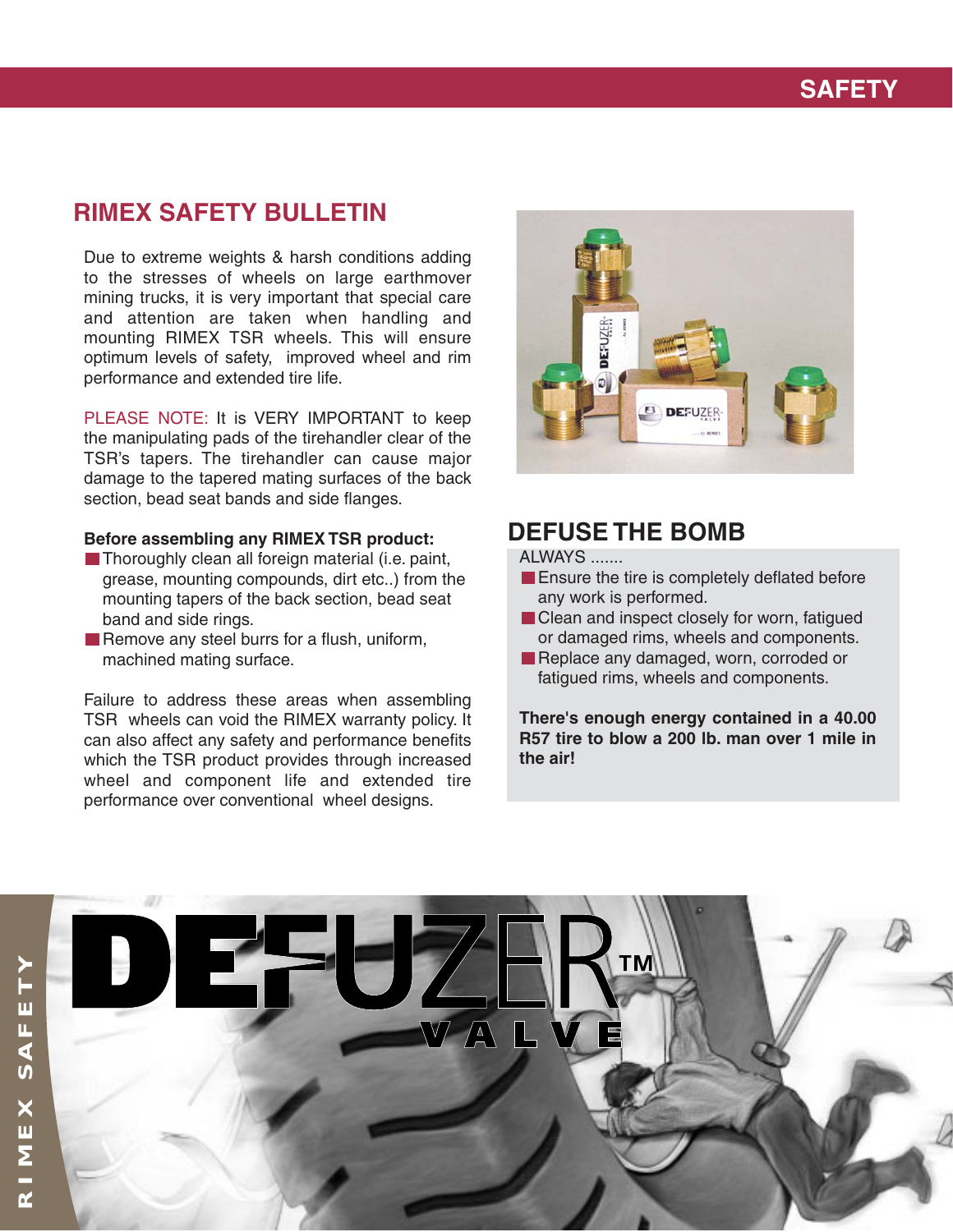## RIMEX SAFETY BULLETIN

Due to extreme weights & harsh conditions adding to the stresses of wheels on large earthmover mining trucks, it is very important that special care and attention are taken when handling and mounting RIMEX TSR wheels. This will ensure optimum levels of safety, improved wheel and rim performance and extended tire life.

PLEASE NOTE: It is VERY IMPORTANT to keep the manipulating pads of the tirehandler clear of the TSR's tapers. The tirehandler can cause major damage to the tapered mating surfaces of the back section, bead seat bands and side flanges.

**Before assembling any RIMEX TSR product:**

- Thoroughly clean all foreign material (i.e. paint, grease, mounting compounds, dirt etc..) from the mounting tapers of the back section, bead seat band and side rings.
- Remove any steel burrs for a flush, uniform, machined mating surface.

Failure to address these areas when assembling TSR wheels can void the RIMEX warranty policy. It can also affect any safety and performance benefits which the TSR product provides through increased wheel and component life and extended tire performance over conventional wheel designs.

## DEFUSE THE BOMB

ALWAYS .......

- Ensure the tire is completely deflated before any work is performed.
- Clean and inspect closely for worn, fatigued or damaged rims, wheels and components.
- Replace any damaged, worn, corroded or fatigued rims, wheels and components.

**There's enough energy contained in a 40.00 R57 tire to blow a 200 lb. man over 1 mile in the air!**

DEFUZER™ VALVE

RIMEX SAFETY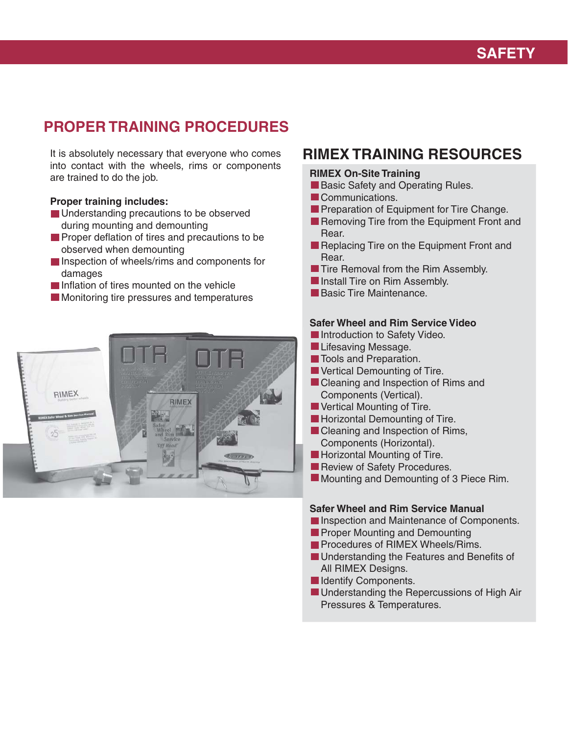# PROPER TRAINING PROCEDURES

It is absolutely necessary that everyone who comes into contact with the wheels, rims or components are trained to do the job.

**Proper training includes:**

- Understanding precautions to be observed during mounting and demounting
- Proper deflation of tires and precautions to be observed when demounting
- Inspection of wheels/rims and components for damages
- Inflation of tires mounted on the vehicle
- Monitoring tire pressures and temperatures

## RIMEX TRAINING RESOURCES

**RIMEX On-Site Training**

- Basic Safety and Operating Rules.
- Communications.
- Preparation of Equipment for Tire Change.
- Removing Tire from the Equipment Front and Rear.
- Replacing Tire on the Equipment Front and Rear.
- Tire Removal from the Rim Assembly.
- Install Tire on Rim Assembly.
- Basic Tire Maintenance.

**Safer Wheel and Rim Service Video**

- Introduction to Safety Video.
- Lifesaving Message.
- Tools and Preparation.
- Vertical Demounting of Tire.
- Cleaning and Inspection of Rims and Components (Vertical).
- Vertical Mounting of Tire.
- Horizontal Demounting of Tire.
- Cleaning and Inspection of Rims, Components (Horizontal).
- Horizontal Mounting of Tire.
- Review of Safety Procedures.
- Mounting and Demounting of 3 Piece Rim.

**Safer Wheel and Rim Service Manual**

- Inspection and Maintenance of Components.
- Proper Mounting and Demounting
- Procedures of RIMEX Wheels/Rims.
- Understanding the Features and Benefits of All RIMEX Designs.
- Identify Components.
- Understanding the Repercussions of High Air Pressures & Temperatures.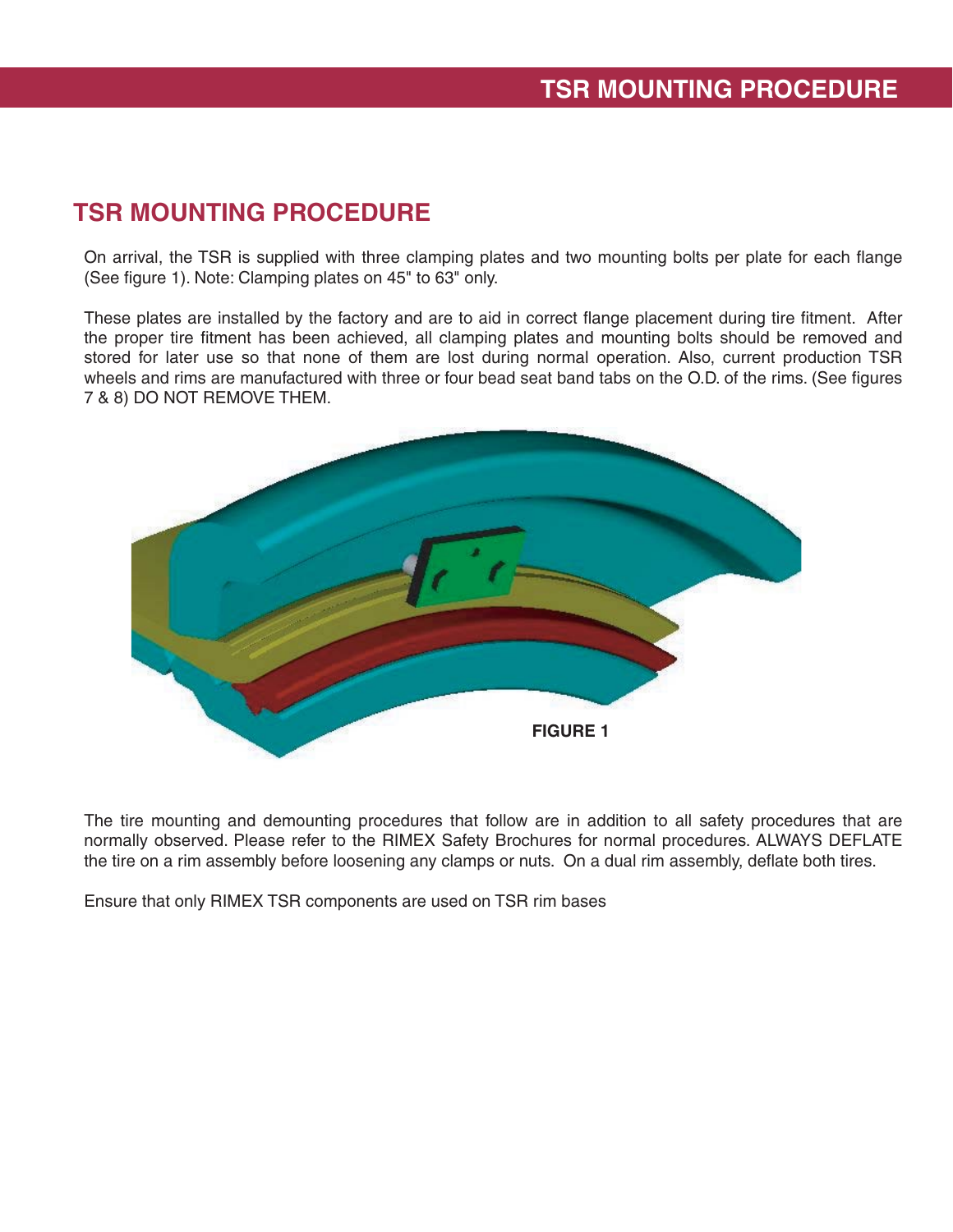## TSR MOUNTING PROCEDURE

On arrival, the TSR is supplied with three clamping plates and two mounting bolts per plate for each flange (See figure 1). Note: Clamping plates on 45" to 63" only.

These plates are installed by the factory and are to aid in correct flange placement during tire fitment. After the proper tire fitment has been achieved, all clamping plates and mounting bolts should be removed and stored for later use so that none of them are lost during normal operation. Also, current production TSR wheels and rims are manufactured with three or four bead seat band tabs on the O.D. of the rims. (See figures 7 & 8) DO NOT REMOVE THEM.

**FIGURE 1**

The tire mounting and demounting procedures that follow are in addition to all safety procedures that are normally observed. Please refer to the RIMEX Safety Brochures for normal procedures. ALWAYS DEFLATE the tire on a rim assembly before loosening any clamps or nuts. On a dual rim assembly, deflate both tires.

Ensure that only RIMEX TSR components are used on TSR rim bases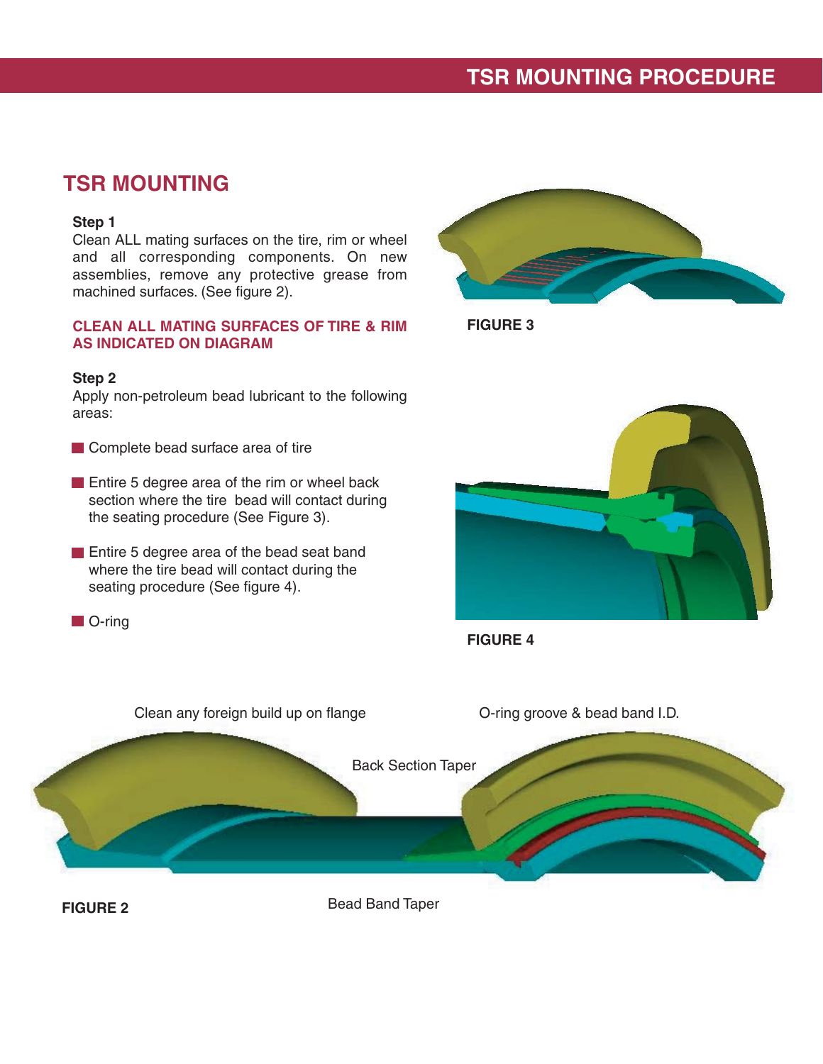## TSR MOUNTING

**Step 1**
Clean ALL mating surfaces on the tire, rim or wheel and all corresponding components. On new assemblies, remove any protective grease from machined surfaces. (See figure 2).

**CLEAN ALL MATING SURFACES OF TIRE & RIM AS INDICATED ON DIAGRAM**

**Step 2**
Apply non-petroleum bead lubricant to the following areas:

- Complete bead surface area of tire
- Entire 5 degree area of the rim or wheel back section where the tire bead will contact during the seating procedure (See Figure 3).
- Entire 5 degree area of the bead seat band where the tire bead will contact during the seating procedure (See figure 4).
- O-ring

**FIGURE 3**

**FIGURE 4**

Clean any foreign build up on flange

O-ring groove & bead band I.D.

Back Section Taper

Bead Band Taper

**FIGURE 2**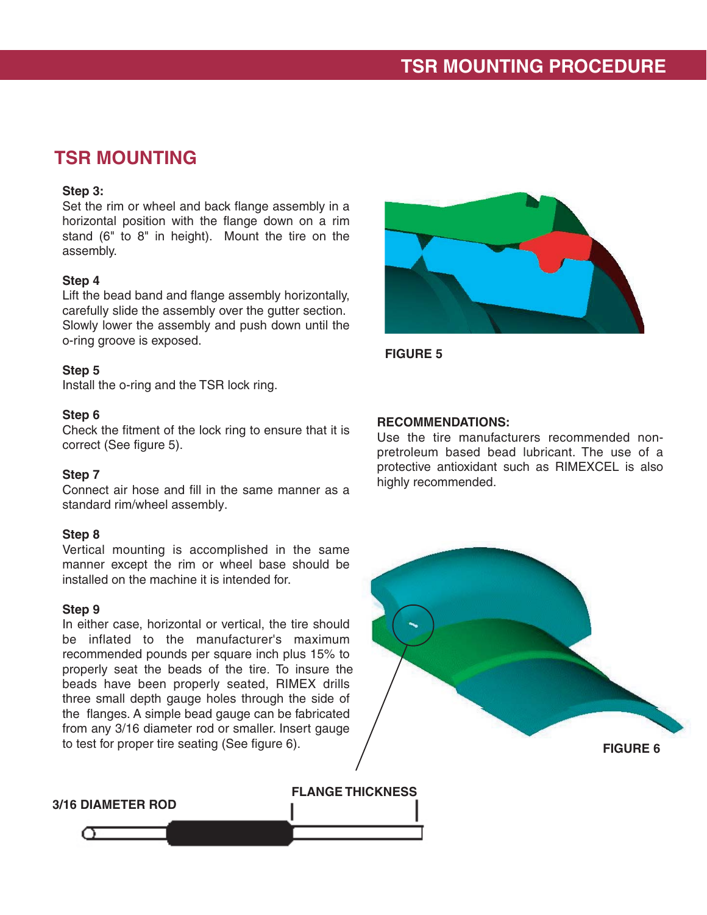## TSR MOUNTING

**Step 3:**
Set the rim or wheel and back flange assembly in a horizontal position with the flange down on a rim stand (6" to 8" in height). Mount the tire on the assembly.

**Step 4**
Lift the bead band and flange assembly horizontally, carefully slide the assembly over the gutter section. Slowly lower the assembly and push down until the o-ring groove is exposed.

**Step 5**
Install the o-ring and the TSR lock ring.

**Step 6**
Check the fitment of the lock ring to ensure that it is correct (See figure 5).

**Step 7**
Connect air hose and fill in the same manner as a standard rim/wheel assembly.

**Step 8**
Vertical mounting is accomplished in the same manner except the rim or wheel base should be installed on the machine it is intended for.

**Step 9**
In either case, horizontal or vertical, the tire should be inflated to the manufacturer's maximum recommended pounds per square inch plus 15% to properly seat the beads of the tire. To insure the beads have been properly seated, RIMEX drills three small depth gauge holes through the side of the flanges. A simple bead gauge can be fabricated from any 3/16 diameter rod or smaller. Insert gauge to test for proper tire seating (See figure 6).

**FIGURE 5**

**RECOMMENDATIONS:**
Use the tire manufacturers recommended non-pretroleum based bead lubricant. The use of a protective antioxidant such as RIMEXCEL is also highly recommended.

**FIGURE 6**

**3/16 DIAMETER ROD**

**FLANGE THICKNESS**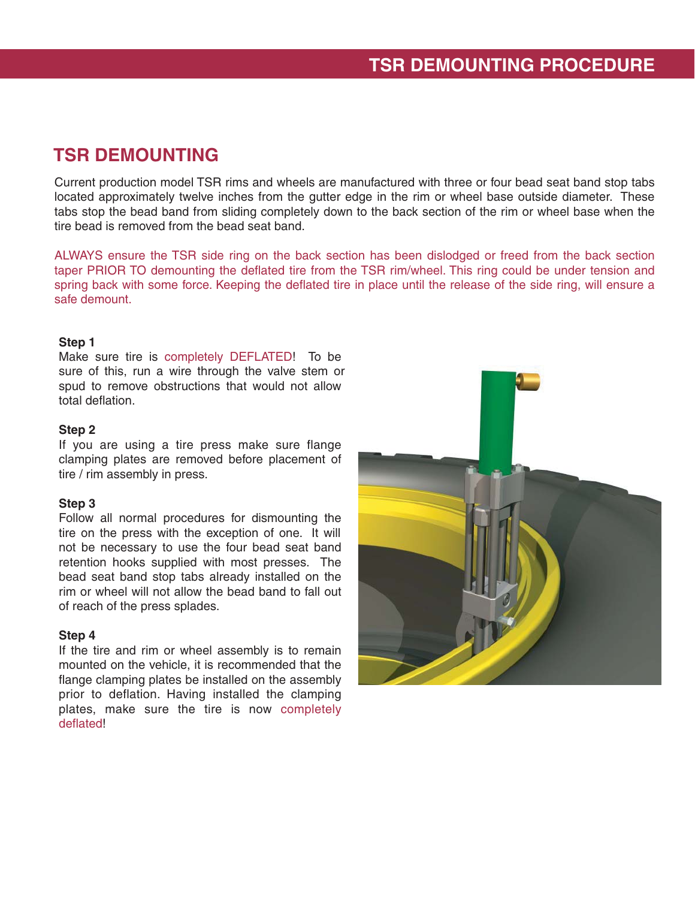## TSR DEMOUNTING

Current production model TSR rims and wheels are manufactured with three or four bead seat band stop tabs located approximately twelve inches from the gutter edge in the rim or wheel base outside diameter. These tabs stop the bead band from sliding completely down to the back section of the rim or wheel base when the tire bead is removed from the bead seat band.

ALWAYS ensure the TSR side ring on the back section has been dislodged or freed from the back section taper PRIOR TO demounting the deflated tire from the TSR rim/wheel. This ring could be under tension and spring back with some force. Keeping the deflated tire in place until the release of the side ring, will ensure a safe demount.

**Step 1**
Make sure tire is completely DEFLATED! To be sure of this, run a wire through the valve stem or spud to remove obstructions that would not allow total deflation.

**Step 2**
If you are using a tire press make sure flange clamping plates are removed before placement of tire / rim assembly in press.

**Step 3**
Follow all normal procedures for dismounting the tire on the press with the exception of one. It will not be necessary to use the four bead seat band retention hooks supplied with most presses. The bead seat band stop tabs already installed on the rim or wheel will not allow the bead band to fall out of reach of the press splades.

**Step 4**
If the tire and rim or wheel assembly is to remain mounted on the vehicle, it is recommended that the flange clamping plates be installed on the assembly prior to deflation. Having installed the clamping plates, make sure the tire is now completely deflated!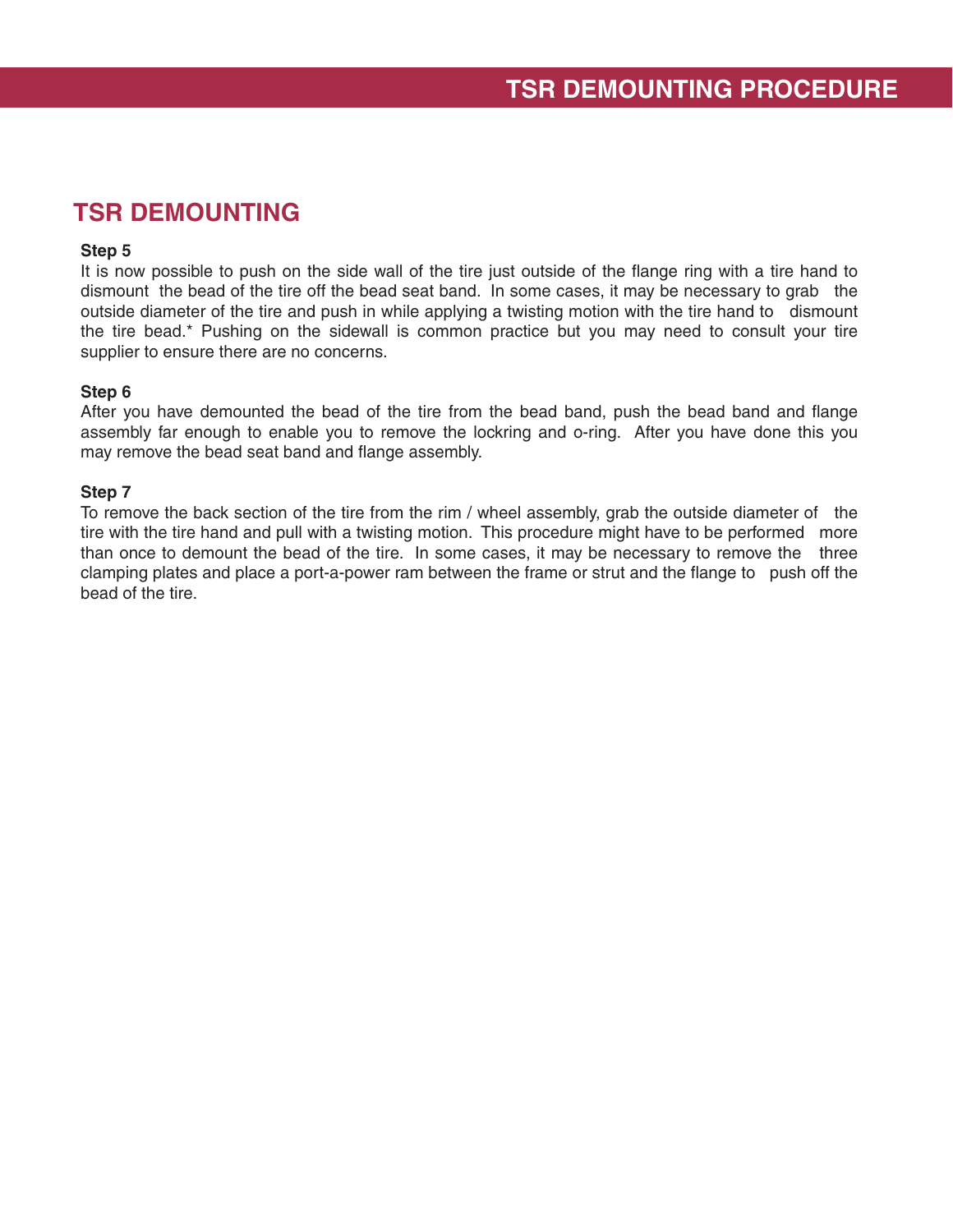## TSR DEMOUNTING

**Step 5**

It is now possible to push on the side wall of the tire just outside of the flange ring with a tire hand to dismount the bead of the tire off the bead seat band. In some cases, it may be necessary to grab the outside diameter of the tire and push in while applying a twisting motion with the tire hand to dismount the tire bead.* Pushing on the sidewall is common practice but you may need to consult your tire supplier to ensure there are no concerns.

**Step 6**

After you have demounted the bead of the tire from the bead band, push the bead band and flange assembly far enough to enable you to remove the lockring and o-ring. After you have done this you may remove the bead seat band and flange assembly.

**Step 7**

To remove the back section of the tire from the rim / wheel assembly, grab the outside diameter of the tire with the tire hand and pull with a twisting motion. This procedure might have to be performed more than once to demount the bead of the tire. In some cases, it may be necessary to remove the three clamping plates and place a port-a-power ram between the frame or strut and the flange to push off the bead of the tire.